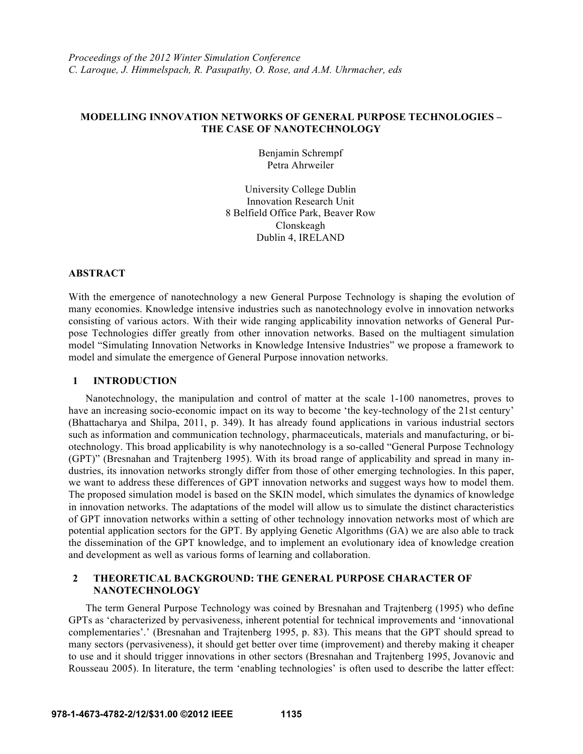# MODELLING INNOVATION NETWORKS OF GENERAL PURPOSE TECHNOLOGIES – THE CASE OF NANOTECHNOLOGY

Benjamin Schrempf
Petra Ahrweiler

University College Dublin
Innovation Research Unit
8 Belfield Office Park, Beaver Row
Clonskeagh
Dublin 4, IRELAND

## ABSTRACT

With the emergence of nanotechnology a new General Purpose Technology is shaping the evolution of many economies. Knowledge intensive industries such as nanotechnology evolve in innovation networks consisting of various actors. With their wide ranging applicability innovation networks of General Purpose Technologies differ greatly from other innovation networks. Based on the multiagent simulation model "Simulating Innovation Networks in Knowledge Intensive Industries" we propose a framework to model and simulate the emergence of General Purpose innovation networks.

## 1 INTRODUCTION

Nanotechnology, the manipulation and control of matter at the scale 1-100 nanometres, proves to have an increasing socio-economic impact on its way to become 'the key-technology of the 21st century' (Bhattacharya and Shilpa, 2011, p. 349). It has already found applications in various industrial sectors such as information and communication technology, pharmaceuticals, materials and manufacturing, or biotechnology. This broad applicability is why nanotechnology is a so-called "General Purpose Technology (GPT)" (Bresnahan and Trajtenberg 1995). With its broad range of applicability and spread in many industries, its innovation networks strongly differ from those of other emerging technologies. In this paper, we want to address these differences of GPT innovation networks and suggest ways how to model them. The proposed simulation model is based on the SKIN model, which simulates the dynamics of knowledge in innovation networks. The adaptations of the model will allow us to simulate the distinct characteristics of GPT innovation networks within a setting of other technology innovation networks most of which are potential application sectors for the GPT. By applying Genetic Algorithms (GA) we are also able to track the dissemination of the GPT knowledge, and to implement an evolutionary idea of knowledge creation and development as well as various forms of learning and collaboration.

## 2 THEORETICAL BACKGROUND: THE GENERAL PURPOSE CHARACTER OF NANOTECHNOLOGY

The term General Purpose Technology was coined by Bresnahan and Trajtenberg (1995) who define GPTs as 'characterized by pervasiveness, inherent potential for technical improvements and 'innovational complementaries'.' (Bresnahan and Trajtenberg 1995, p. 83). This means that the GPT should spread to many sectors (pervasiveness), it should get better over time (improvement) and thereby making it cheaper to use and it should trigger innovations in other sectors (Bresnahan and Trajtenberg 1995, Jovanovic and Rousseau 2005). In literature, the term 'enabling technologies' is often used to describe the latter effect: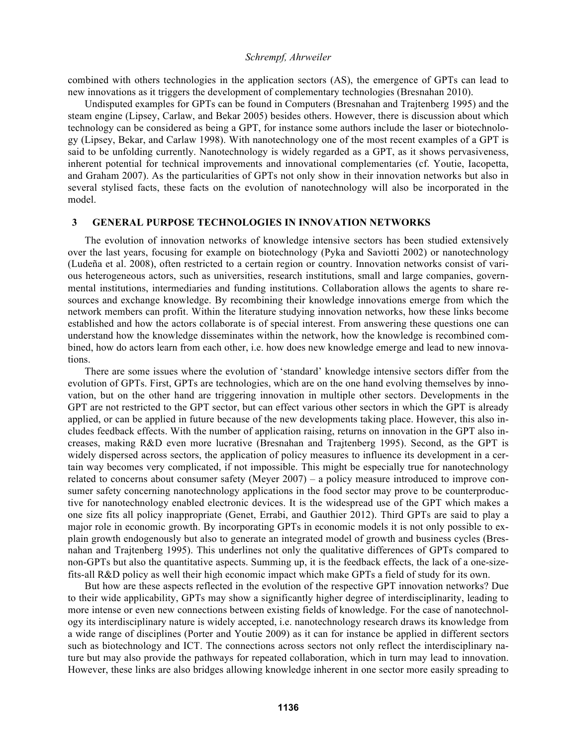combined with others technologies in the application sectors (AS), the emergence of GPTs can lead to new innovations as it triggers the development of complementary technologies (Bresnahan 2010).

Undisputed examples for GPTs can be found in Computers (Bresnahan and Trajtenberg 1995) and the steam engine (Lipsey, Carlaw, and Bekar 2005) besides others. However, there is discussion about which technology can be considered as being a GPT, for instance some authors include the laser or biotechnology (Lipsey, Bekar, and Carlaw 1998). With nanotechnology one of the most recent examples of a GPT is said to be unfolding currently. Nanotechnology is widely regarded as a GPT, as it shows pervasiveness, inherent potential for technical improvements and innovational complementaries (cf. Youtie, Iacopetta, and Graham 2007). As the particularities of GPTs not only show in their innovation networks but also in several stylised facts, these facts on the evolution of nanotechnology will also be incorporated in the model.

## 3 GENERAL PURPOSE TECHNOLOGIES IN INNOVATION NETWORKS

The evolution of innovation networks of knowledge intensive sectors has been studied extensively over the last years, focusing for example on biotechnology (Pyka and Saviotti 2002) or nanotechnology (Ludeña et al. 2008), often restricted to a certain region or country. Innovation networks consist of various heterogeneous actors, such as universities, research institutions, small and large companies, governmental institutions, intermediaries and funding institutions. Collaboration allows the agents to share resources and exchange knowledge. By recombining their knowledge innovations emerge from which the network members can profit. Within the literature studying innovation networks, how these links become established and how the actors collaborate is of special interest. From answering these questions one can understand how the knowledge disseminates within the network, how the knowledge is recombined combined, how do actors learn from each other, i.e. how does new knowledge emerge and lead to new innovations.

There are some issues where the evolution of 'standard' knowledge intensive sectors differ from the evolution of GPTs. First, GPTs are technologies, which are on the one hand evolving themselves by innovation, but on the other hand are triggering innovation in multiple other sectors. Developments in the GPT are not restricted to the GPT sector, but can effect various other sectors in which the GPT is already applied, or can be applied in future because of the new developments taking place. However, this also includes feedback effects. With the number of application raising, returns on innovation in the GPT also increases, making R&D even more lucrative (Bresnahan and Trajtenberg 1995). Second, as the GPT is widely dispersed across sectors, the application of policy measures to influence its development in a certain way becomes very complicated, if not impossible. This might be especially true for nanotechnology related to concerns about consumer safety (Meyer 2007) – a policy measure introduced to improve consumer safety concerning nanotechnology applications in the food sector may prove to be counterproductive for nanotechnology enabled electronic devices. It is the widespread use of the GPT which makes a one size fits all policy inappropriate (Genet, Errabi, and Gauthier 2012). Third GPTs are said to play a major role in economic growth. By incorporating GPTs in economic models it is not only possible to explain growth endogenously but also to generate an integrated model of growth and business cycles (Bresnahan and Trajtenberg 1995). This underlines not only the qualitative differences of GPTs compared to non-GPTs but also the quantitative aspects. Summing up, it is the feedback effects, the lack of a one-size-fits-all R&D policy as well their high economic impact which make GPTs a field of study for its own.

But how are these aspects reflected in the evolution of the respective GPT innovation networks? Due to their wide applicability, GPTs may show a significantly higher degree of interdisciplinarity, leading to more intense or even new connections between existing fields of knowledge. For the case of nanotechnology its interdisciplinary nature is widely accepted, i.e. nanotechnology research draws its knowledge from a wide range of disciplines (Porter and Youtie 2009) as it can for instance be applied in different sectors such as biotechnology and ICT. The connections across sectors not only reflect the interdisciplinary nature but may also provide the pathways for repeated collaboration, which in turn may lead to innovation. However, these links are also bridges allowing knowledge inherent in one sector more easily spreading to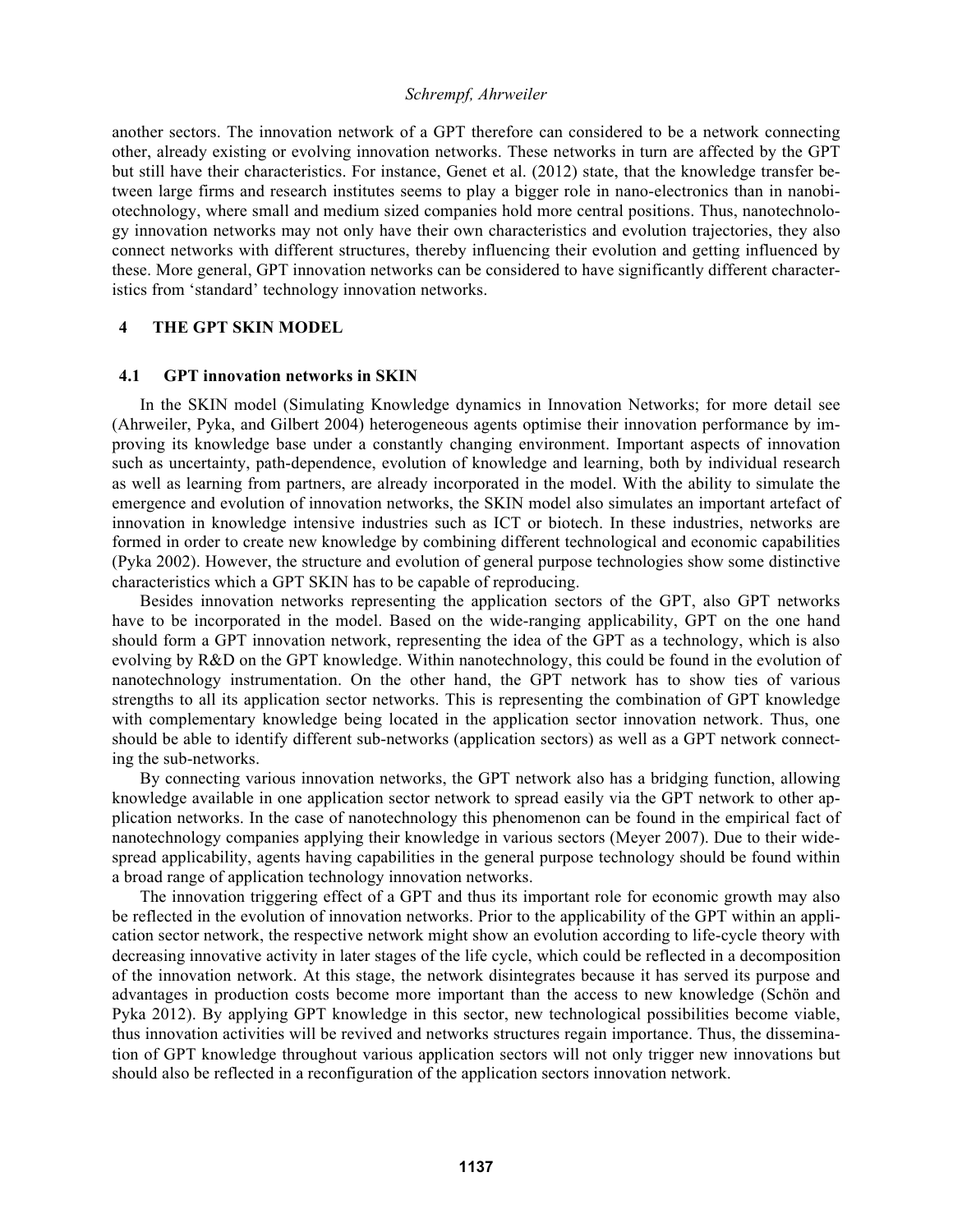another sectors. The innovation network of a GPT therefore can considered to be a network connecting other, already existing or evolving innovation networks. These networks in turn are affected by the GPT but still have their characteristics. For instance, Genet et al. (2012) state, that the knowledge transfer between large firms and research institutes seems to play a bigger role in nano-electronics than in nanobiotechnology, where small and medium sized companies hold more central positions. Thus, nanotechnology innovation networks may not only have their own characteristics and evolution trajectories, they also connect networks with different structures, thereby influencing their evolution and getting influenced by these. More general, GPT innovation networks can be considered to have significantly different characteristics from 'standard' technology innovation networks.

## 4 THE GPT SKIN MODEL

### 4.1 GPT innovation networks in SKIN

In the SKIN model (Simulating Knowledge dynamics in Innovation Networks; for more detail see (Ahrweiler, Pyka, and Gilbert 2004) heterogeneous agents optimise their innovation performance by improving its knowledge base under a constantly changing environment. Important aspects of innovation such as uncertainty, path-dependence, evolution of knowledge and learning, both by individual research as well as learning from partners, are already incorporated in the model. With the ability to simulate the emergence and evolution of innovation networks, the SKIN model also simulates an important artefact of innovation in knowledge intensive industries such as ICT or biotech. In these industries, networks are formed in order to create new knowledge by combining different technological and economic capabilities (Pyka 2002). However, the structure and evolution of general purpose technologies show some distinctive characteristics which a GPT SKIN has to be capable of reproducing.

Besides innovation networks representing the application sectors of the GPT, also GPT networks have to be incorporated in the model. Based on the wide-ranging applicability, GPT on the one hand should form a GPT innovation network, representing the idea of the GPT as a technology, which is also evolving by R&D on the GPT knowledge. Within nanotechnology, this could be found in the evolution of nanotechnology instrumentation. On the other hand, the GPT network has to show ties of various strengths to all its application sector networks. This is representing the combination of GPT knowledge with complementary knowledge being located in the application sector innovation network. Thus, one should be able to identify different sub-networks (application sectors) as well as a GPT network connecting the sub-networks.

By connecting various innovation networks, the GPT network also has a bridging function, allowing knowledge available in one application sector network to spread easily via the GPT network to other application networks. In the case of nanotechnology this phenomenon can be found in the empirical fact of nanotechnology companies applying their knowledge in various sectors (Meyer 2007). Due to their widespread applicability, agents having capabilities in the general purpose technology should be found within a broad range of application technology innovation networks.

The innovation triggering effect of a GPT and thus its important role for economic growth may also be reflected in the evolution of innovation networks. Prior to the applicability of the GPT within an application sector network, the respective network might show an evolution according to life-cycle theory with decreasing innovative activity in later stages of the life cycle, which could be reflected in a decomposition of the innovation network. At this stage, the network disintegrates because it has served its purpose and advantages in production costs become more important than the access to new knowledge (Schön and Pyka 2012). By applying GPT knowledge in this sector, new technological possibilities become viable, thus innovation activities will be revived and networks structures regain importance. Thus, the dissemination of GPT knowledge throughout various application sectors will not only trigger new innovations but should also be reflected in a reconfiguration of the application sectors innovation network.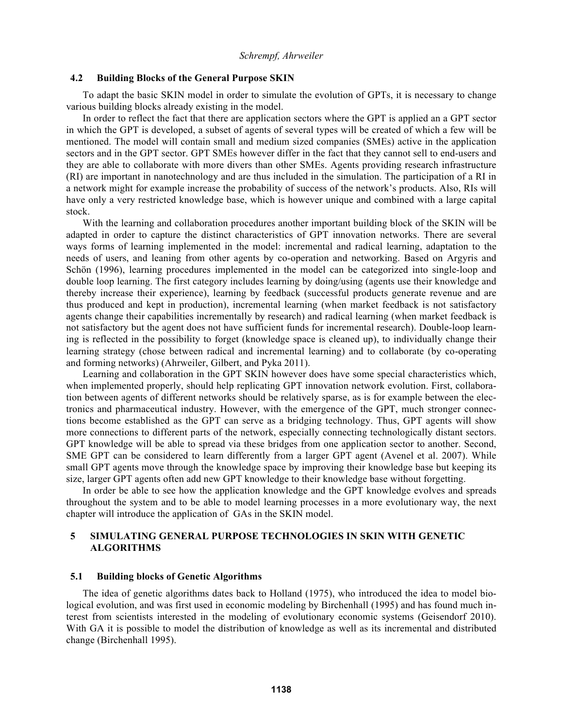### 4.2 Building Blocks of the General Purpose SKIN

To adapt the basic SKIN model in order to simulate the evolution of GPTs, it is necessary to change various building blocks already existing in the model.

In order to reflect the fact that there are application sectors where the GPT is applied an a GPT sector in which the GPT is developed, a subset of agents of several types will be created of which a few will be mentioned. The model will contain small and medium sized companies (SMEs) active in the application sectors and in the GPT sector. GPT SMEs however differ in the fact that they cannot sell to end-users and they are able to collaborate with more divers than other SMEs. Agents providing research infrastructure (RI) are important in nanotechnology and are thus included in the simulation. The participation of a RI in a network might for example increase the probability of success of the network's products. Also, RIs will have only a very restricted knowledge base, which is however unique and combined with a large capital stock.

With the learning and collaboration procedures another important building block of the SKIN will be adapted in order to capture the distinct characteristics of GPT innovation networks. There are several ways forms of learning implemented in the model: incremental and radical learning, adaptation to the needs of users, and leaning from other agents by co-operation and networking. Based on Argyris and Schön (1996), learning procedures implemented in the model can be categorized into single-loop and double loop learning. The first category includes learning by doing/using (agents use their knowledge and thereby increase their experience), learning by feedback (successful products generate revenue and are thus produced and kept in production), incremental learning (when market feedback is not satisfactory agents change their capabilities incrementally by research) and radical learning (when market feedback is not satisfactory but the agent does not have sufficient funds for incremental research). Double-loop learning is reflected in the possibility to forget (knowledge space is cleaned up), to individually change their learning strategy (chose between radical and incremental learning) and to collaborate (by co-operating and forming networks) (Ahrweiler, Gilbert, and Pyka 2011).

Learning and collaboration in the GPT SKIN however does have some special characteristics which, when implemented properly, should help replicating GPT innovation network evolution. First, collaboration between agents of different networks should be relatively sparse, as is for example between the electronics and pharmaceutical industry. However, with the emergence of the GPT, much stronger connections become established as the GPT can serve as a bridging technology. Thus, GPT agents will show more connections to different parts of the network, especially connecting technologically distant sectors. GPT knowledge will be able to spread via these bridges from one application sector to another. Second, SME GPT can be considered to learn differently from a larger GPT agent (Avenel et al. 2007). While small GPT agents move through the knowledge space by improving their knowledge base but keeping its size, larger GPT agents often add new GPT knowledge to their knowledge base without forgetting.

In order be able to see how the application knowledge and the GPT knowledge evolves and spreads throughout the system and to be able to model learning processes in a more evolutionary way, the next chapter will introduce the application of GAs in the SKIN model.

## 5 SIMULATING GENERAL PURPOSE TECHNOLOGIES IN SKIN WITH GENETIC ALGORITHMS

### 5.1 Building blocks of Genetic Algorithms

The idea of genetic algorithms dates back to Holland (1975), who introduced the idea to model biological evolution, and was first used in economic modeling by Birchenhall (1995) and has found much interest from scientists interested in the modeling of evolutionary economic systems (Geisendorf 2010). With GA it is possible to model the distribution of knowledge as well as its incremental and distributed change (Birchenhall 1995).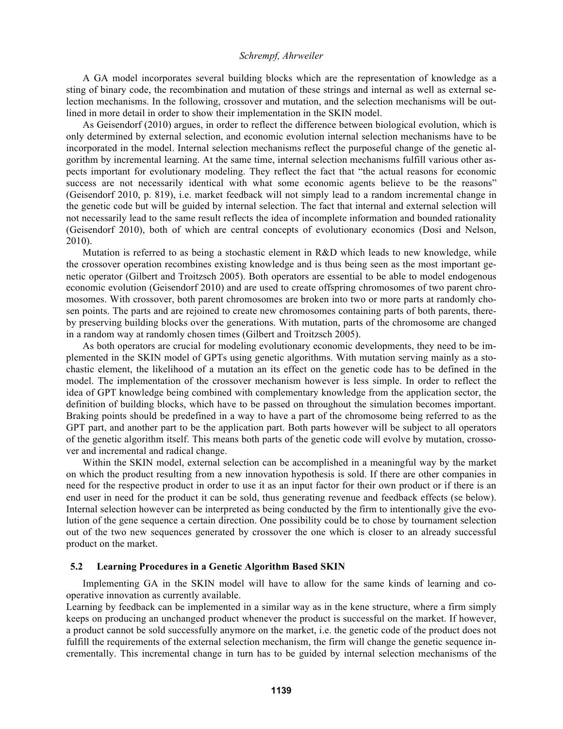A GA model incorporates several building blocks which are the representation of knowledge as a sting of binary code, the recombination and mutation of these strings and internal as well as external selection mechanisms. In the following, crossover and mutation, and the selection mechanisms will be outlined in more detail in order to show their implementation in the SKIN model.

As Geisendorf (2010) argues, in order to reflect the difference between biological evolution, which is only determined by external selection, and economic evolution internal selection mechanisms have to be incorporated in the model. Internal selection mechanisms reflect the purposeful change of the genetic algorithm by incremental learning. At the same time, internal selection mechanisms fulfill various other aspects important for evolutionary modeling. They reflect the fact that "the actual reasons for economic success are not necessarily identical with what some economic agents believe to be the reasons" (Geisendorf 2010, p. 819), i.e. market feedback will not simply lead to a random incremental change in the genetic code but will be guided by internal selection. The fact that internal and external selection will not necessarily lead to the same result reflects the idea of incomplete information and bounded rationality (Geisendorf 2010), both of which are central concepts of evolutionary economics (Dosi and Nelson, 2010).

Mutation is referred to as being a stochastic element in R&D which leads to new knowledge, while the crossover operation recombines existing knowledge and is thus being seen as the most important genetic operator (Gilbert and Troitzsch 2005). Both operators are essential to be able to model endogenous economic evolution (Geisendorf 2010) and are used to create offspring chromosomes of two parent chromosomes. With crossover, both parent chromosomes are broken into two or more parts at randomly chosen points. The parts and are rejoined to create new chromosomes containing parts of both parents, thereby preserving building blocks over the generations. With mutation, parts of the chromosome are changed in a random way at randomly chosen times (Gilbert and Troitzsch 2005).

As both operators are crucial for modeling evolutionary economic developments, they need to be implemented in the SKIN model of GPTs using genetic algorithms. With mutation serving mainly as a stochastic element, the likelihood of a mutation an its effect on the genetic code has to be defined in the model. The implementation of the crossover mechanism however is less simple. In order to reflect the idea of GPT knowledge being combined with complementary knowledge from the application sector, the definition of building blocks, which have to be passed on throughout the simulation becomes important. Braking points should be predefined in a way to have a part of the chromosome being referred to as the GPT part, and another part to be the application part. Both parts however will be subject to all operators of the genetic algorithm itself. This means both parts of the genetic code will evolve by mutation, crossover and incremental and radical change.

Within the SKIN model, external selection can be accomplished in a meaningful way by the market on which the product resulting from a new innovation hypothesis is sold. If there are other companies in need for the respective product in order to use it as an input factor for their own product or if there is an end user in need for the product it can be sold, thus generating revenue and feedback effects (se below). Internal selection however can be interpreted as being conducted by the firm to intentionally give the evolution of the gene sequence a certain direction. One possibility could be to chose by tournament selection out of the two new sequences generated by crossover the one which is closer to an already successful product on the market.

## 5.2 Learning Procedures in a Genetic Algorithm Based SKIN

Implementing GA in the SKIN model will have to allow for the same kinds of learning and cooperative innovation as currently available.

Learning by feedback can be implemented in a similar way as in the kene structure, where a firm simply keeps on producing an unchanged product whenever the product is successful on the market. If however, a product cannot be sold successfully anymore on the market, i.e. the genetic code of the product does not fulfill the requirements of the external selection mechanism, the firm will change the genetic sequence incrementally. This incremental change in turn has to be guided by internal selection mechanisms of the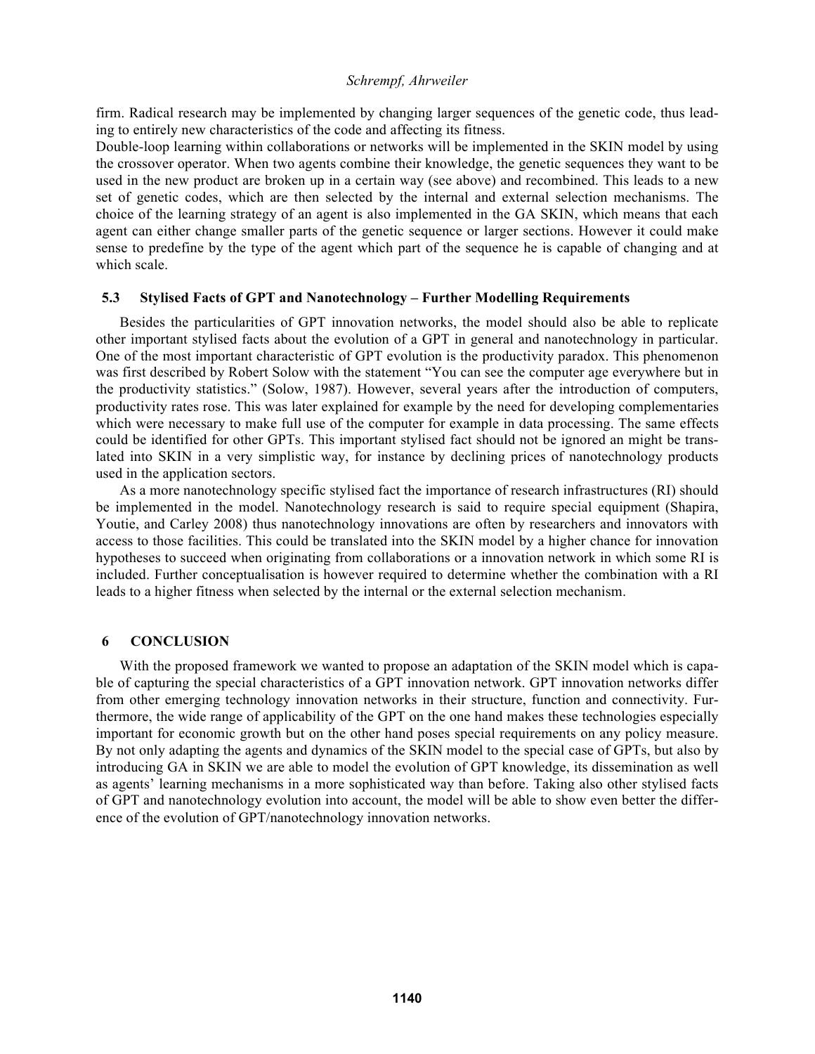firm. Radical research may be implemented by changing larger sequences of the genetic code, thus leading to entirely new characteristics of the code and affecting its fitness.

Double-loop learning within collaborations or networks will be implemented in the SKIN model by using the crossover operator. When two agents combine their knowledge, the genetic sequences they want to be used in the new product are broken up in a certain way (see above) and recombined. This leads to a new set of genetic codes, which are then selected by the internal and external selection mechanisms. The choice of the learning strategy of an agent is also implemented in the GA SKIN, which means that each agent can either change smaller parts of the genetic sequence or larger sections. However it could make sense to predefine by the type of the agent which part of the sequence he is capable of changing and at which scale.

### 5.3 Stylised Facts of GPT and Nanotechnology – Further Modelling Requirements

Besides the particularities of GPT innovation networks, the model should also be able to replicate other important stylised facts about the evolution of a GPT in general and nanotechnology in particular. One of the most important characteristic of GPT evolution is the productivity paradox. This phenomenon was first described by Robert Solow with the statement "You can see the computer age everywhere but in the productivity statistics." (Solow, 1987). However, several years after the introduction of computers, productivity rates rose. This was later explained for example by the need for developing complementaries which were necessary to make full use of the computer for example in data processing. The same effects could be identified for other GPTs. This important stylised fact should not be ignored an might be translated into SKIN in a very simplistic way, for instance by declining prices of nanotechnology products used in the application sectors.

As a more nanotechnology specific stylised fact the importance of research infrastructures (RI) should be implemented in the model. Nanotechnology research is said to require special equipment (Shapira, Youtie, and Carley 2008) thus nanotechnology innovations are often by researchers and innovators with access to those facilities. This could be translated into the SKIN model by a higher chance for innovation hypotheses to succeed when originating from collaborations or a innovation network in which some RI is included. Further conceptualisation is however required to determine whether the combination with a RI leads to a higher fitness when selected by the internal or the external selection mechanism.

## 6 CONCLUSION

With the proposed framework we wanted to propose an adaptation of the SKIN model which is capable of capturing the special characteristics of a GPT innovation network. GPT innovation networks differ from other emerging technology innovation networks in their structure, function and connectivity. Furthermore, the wide range of applicability of the GPT on the one hand makes these technologies especially important for economic growth but on the other hand poses special requirements on any policy measure. By not only adapting the agents and dynamics of the SKIN model to the special case of GPTs, but also by introducing GA in SKIN we are able to model the evolution of GPT knowledge, its dissemination as well as agents' learning mechanisms in a more sophisticated way than before. Taking also other stylised facts of GPT and nanotechnology evolution into account, the model will be able to show even better the difference of the evolution of GPT/nanotechnology innovation networks.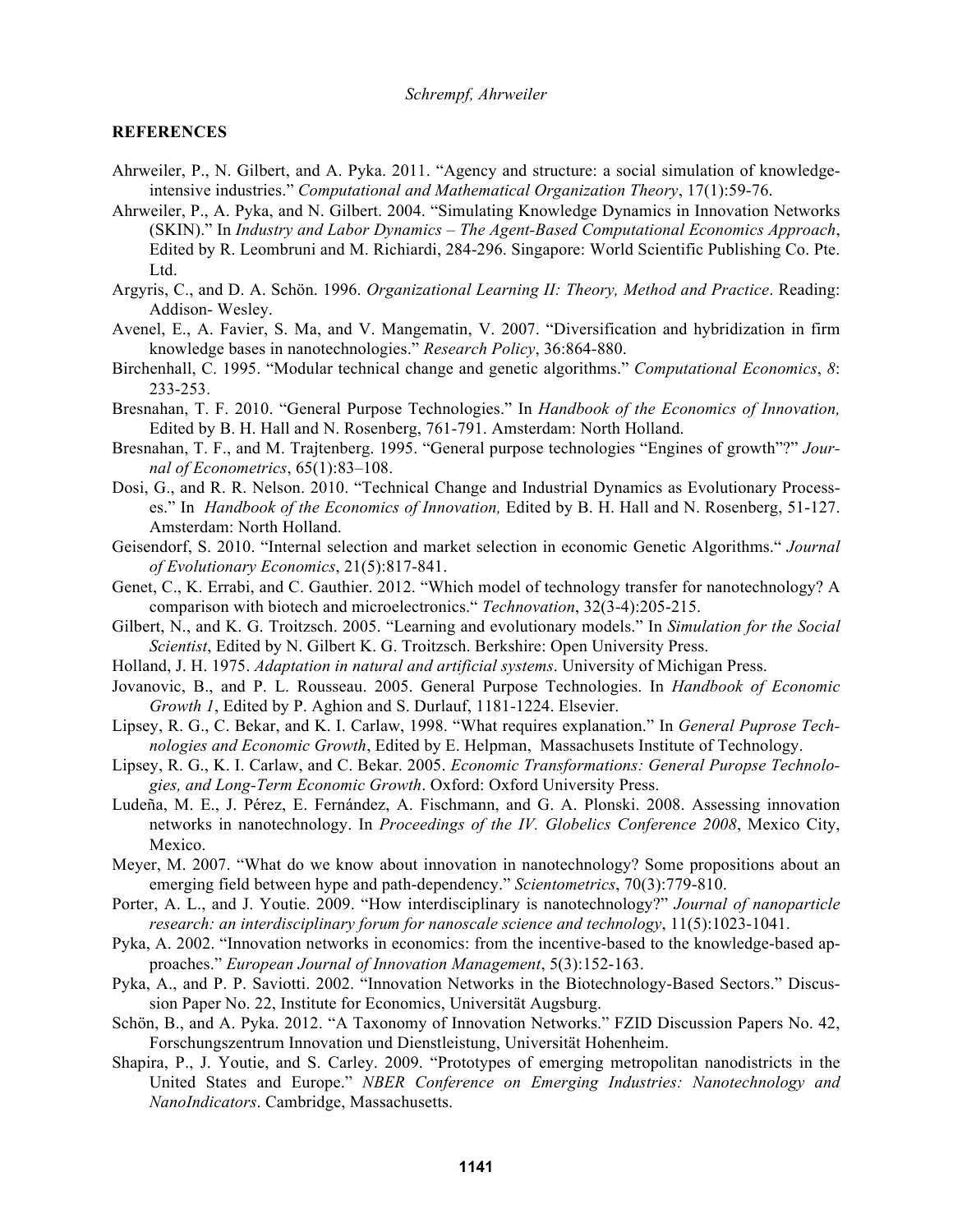## REFERENCES

Ahrweiler, P., N. Gilbert, and A. Pyka. 2011. "Agency and structure: a social simulation of knowledge-intensive industries." *Computational and Mathematical Organization Theory*, 17(1):59-76.

Ahrweiler, P., A. Pyka, and N. Gilbert. 2004. "Simulating Knowledge Dynamics in Innovation Networks (SKIN)." In *Industry and Labor Dynamics – The Agent-Based Computational Economics Approach*, Edited by R. Leombruni and M. Richiardi, 284-296. Singapore: World Scientific Publishing Co. Pte. Ltd.

Argyris, C., and D. A. Schön. 1996. *Organizational Learning II: Theory, Method and Practice*. Reading: Addison- Wesley.

Avenel, E., A. Favier, S. Ma, and V. Mangematin, V. 2007. "Diversification and hybridization in firm knowledge bases in nanotechnologies." *Research Policy*, 36:864-880.

Birchenhall, C. 1995. "Modular technical change and genetic algorithms." *Computational Economics*, *8*: 233-253.

Bresnahan, T. F. 2010. "General Purpose Technologies." In *Handbook of the Economics of Innovation,* Edited by B. H. Hall and N. Rosenberg, 761-791. Amsterdam: North Holland.

Bresnahan, T. F., and M. Trajtenberg. 1995. "General purpose technologies "Engines of growth"?" *Journal of Econometrics*, 65(1):83–108.

Dosi, G., and R. R. Nelson. 2010. "Technical Change and Industrial Dynamics as Evolutionary Processes." In *Handbook of the Economics of Innovation,* Edited by B. H. Hall and N. Rosenberg, 51-127. Amsterdam: North Holland.

Geisendorf, S. 2010. "Internal selection and market selection in economic Genetic Algorithms." *Journal of Evolutionary Economics*, 21(5):817-841.

Genet, C., K. Errabi, and C. Gauthier. 2012. "Which model of technology transfer for nanotechnology? A comparison with biotech and microelectronics." *Technovation*, 32(3-4):205-215.

Gilbert, N., and K. G. Troitzsch. 2005. "Learning and evolutionary models." In *Simulation for the Social Scientist*, Edited by N. Gilbert K. G. Troitzsch. Berkshire: Open University Press.

Holland, J. H. 1975. *Adaptation in natural and artificial systems*. University of Michigan Press.

Jovanovic, B., and P. L. Rousseau. 2005. General Purpose Technologies. In *Handbook of Economic Growth 1*, Edited by P. Aghion and S. Durlauf, 1181-1224. Elsevier.

Lipsey, R. G., C. Bekar, and K. I. Carlaw, 1998. "What requires explanation." In *General Puprose Technologies and Economic Growth*, Edited by E. Helpman, Massachusets Institute of Technology.

Lipsey, R. G., K. I. Carlaw, and C. Bekar. 2005. *Economic Transformations: General Puropse Technologies, and Long-Term Economic Growth*. Oxford: Oxford University Press.

Ludeña, M. E., J. Pérez, E. Fernández, A. Fischmann, and G. A. Plonski. 2008. Assessing innovation networks in nanotechnology. In *Proceedings of the IV. Globelics Conference 2008*, Mexico City, Mexico.

Meyer, M. 2007. "What do we know about innovation in nanotechnology? Some propositions about an emerging field between hype and path-dependency." *Scientometrics*, 70(3):779-810.

Porter, A. L., and J. Youtie. 2009. "How interdisciplinary is nanotechnology?" *Journal of nanoparticle research: an interdisciplinary forum for nanoscale science and technology*, 11(5):1023-1041.

Pyka, A. 2002. "Innovation networks in economics: from the incentive-based to the knowledge-based approaches." *European Journal of Innovation Management*, 5(3):152-163.

Pyka, A., and P. P. Saviotti. 2002. "Innovation Networks in the Biotechnology-Based Sectors." Discussion Paper No. 22, Institute for Economics, Universität Augsburg.

Schön, B., and A. Pyka. 2012. "A Taxonomy of Innovation Networks." FZID Discussion Papers No. 42, Forschungszentrum Innovation und Dienstleistung, Universität Hohenheim.

Shapira, P., J. Youtie, and S. Carley. 2009. "Prototypes of emerging metropolitan nanodistricts in the United States and Europe." *NBER Conference on Emerging Industries: Nanotechnology and NanoIndicators*. Cambridge, Massachusetts.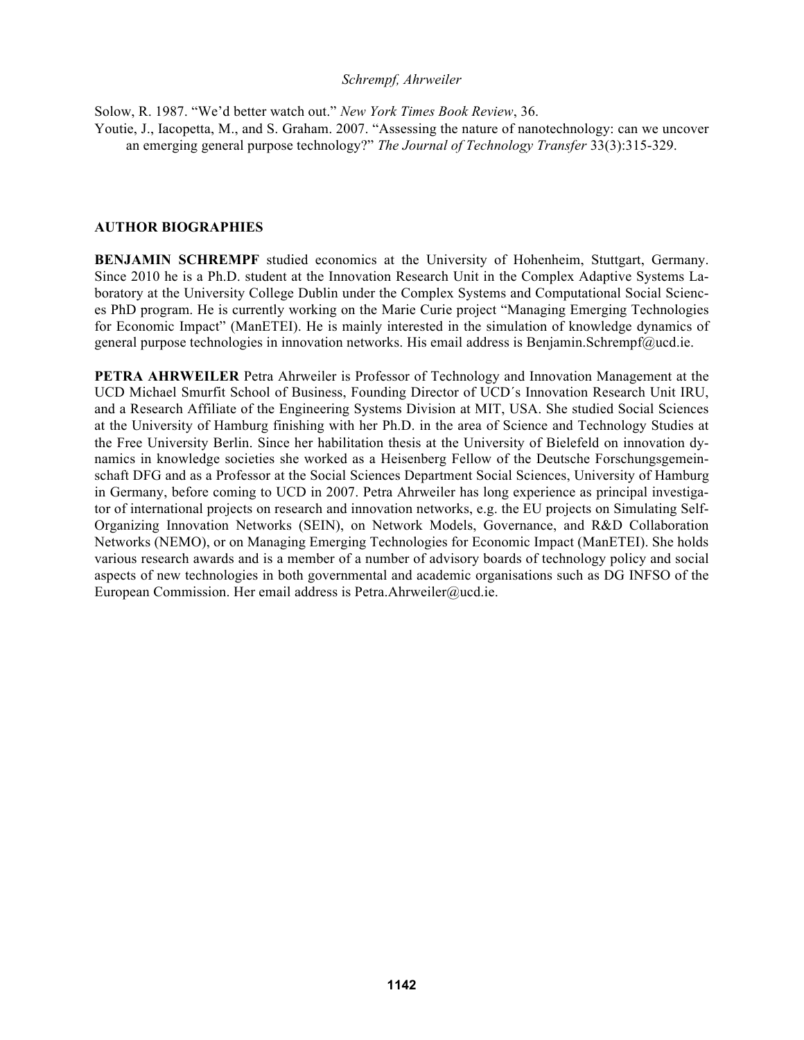Solow, R. 1987. "We'd better watch out." *New York Times Book Review*, 36.

Youtie, J., Iacopetta, M., and S. Graham. 2007. "Assessing the nature of nanotechnology: can we uncover an emerging general purpose technology?" *The Journal of Technology Transfer* 33(3):315-329.

## AUTHOR BIOGRAPHIES

**BENJAMIN SCHREMPF** studied economics at the University of Hohenheim, Stuttgart, Germany. Since 2010 he is a Ph.D. student at the Innovation Research Unit in the Complex Adaptive Systems Laboratory at the University College Dublin under the Complex Systems and Computational Social Sciences PhD program. He is currently working on the Marie Curie project "Managing Emerging Technologies for Economic Impact" (ManETEI). He is mainly interested in the simulation of knowledge dynamics of general purpose technologies in innovation networks. His email address is Benjamin.Schrempf@ucd.ie.

**PETRA AHRWEILER** Petra Ahrweiler is Professor of Technology and Innovation Management at the UCD Michael Smurfit School of Business, Founding Director of UCD´s Innovation Research Unit IRU, and a Research Affiliate of the Engineering Systems Division at MIT, USA. She studied Social Sciences at the University of Hamburg finishing with her Ph.D. in the area of Science and Technology Studies at the Free University Berlin. Since her habilitation thesis at the University of Bielefeld on innovation dynamics in knowledge societies she worked as a Heisenberg Fellow of the Deutsche Forschungsgemeinschaft DFG and as a Professor at the Social Sciences Department Social Sciences, University of Hamburg in Germany, before coming to UCD in 2007. Petra Ahrweiler has long experience as principal investigator of international projects on research and innovation networks, e.g. the EU projects on Simulating Self-Organizing Innovation Networks (SEIN), on Network Models, Governance, and R&D Collaboration Networks (NEMO), or on Managing Emerging Technologies for Economic Impact (ManETEI). She holds various research awards and is a member of a number of advisory boards of technology policy and social aspects of new technologies in both governmental and academic organisations such as DG INFSO of the European Commission. Her email address is Petra.Ahrweiler@ucd.ie.